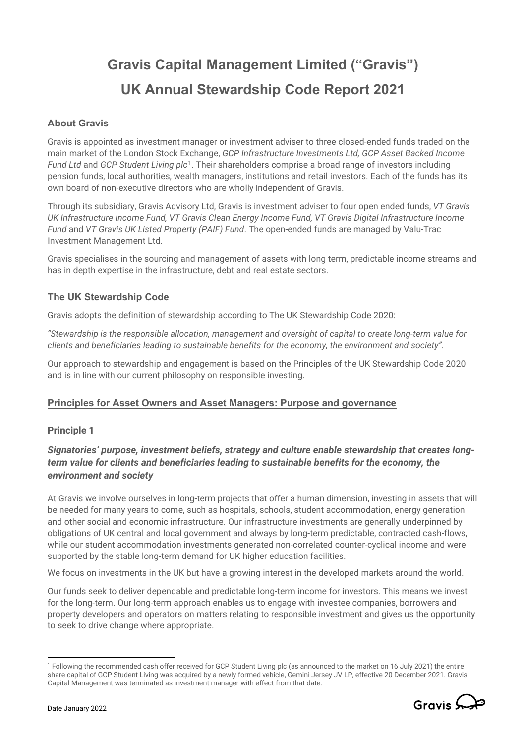# Gravis Capital Management Limited ("Gravis")

# UK Annual Stewardship Code Report 2021

### About Gravis

Gravis is appointed as investment manager or investment adviser to three closed-ended funds traded on the main market of the London Stock Exchange, *GCP Infrastructure Investments Ltd, GCP Asset Backed Income Fund Ltd* and *GCP Student Living plc*[1]. Their shareholders comprise a broad range of investors including pension funds, local authorities, wealth managers, institutions and retail investors. Each of the funds has its own board of non-executive directors who are wholly independent of Gravis.

Through its subsidiary, Gravis Advisory Ltd, Gravis is investment adviser to four open ended funds, *VT Gravis UK Infrastructure Income Fund, VT Gravis Clean Energy Income Fund, VT Gravis Digital Infrastructure Income Fund* and *VT Gravis UK Listed Property (PAIF) Fund*. The open-ended funds are managed by Valu-Trac Investment Management Ltd.

Gravis specialises in the sourcing and management of assets with long term, predictable income streams and has in depth expertise in the infrastructure, debt and real estate sectors.

### The UK Stewardship Code

Gravis adopts the definition of stewardship according to The UK Stewardship Code 2020:

*"Stewardship is the responsible allocation, management and oversight of capital to create long-term value for clients and beneficiaries leading to sustainable benefits for the economy, the environment and society".*

Our approach to stewardship and engagement is based on the Principles of the UK Stewardship Code 2020 and is in line with our current philosophy on responsible investing.

### Principles for Asset Owners and Asset Managers: Purpose and governance

### Principle 1

#### *Signatories' purpose, investment beliefs, strategy and culture enable stewardship that creates long-term value for clients and beneficiaries leading to sustainable benefits for the economy, the environment and society*

At Gravis we involve ourselves in long-term projects that offer a human dimension, investing in assets that will be needed for many years to come, such as hospitals, schools, student accommodation, energy generation and other social and economic infrastructure. Our infrastructure investments are generally underpinned by obligations of UK central and local government and always by long-term predictable, contracted cash-flows, while our student accommodation investments generated non-correlated counter-cyclical income and were supported by the stable long-term demand for UK higher education facilities.

We focus on investments in the UK but have a growing interest in the developed markets around the world.

Our funds seek to deliver dependable and predictable long-term income for investors. This means we invest for the long-term. Our long-term approach enables us to engage with investee companies, borrowers and property developers and operators on matters relating to responsible investment and gives us the opportunity to seek to drive change where appropriate.

[1] Following the recommended cash offer received for GCP Student Living plc (as announced to the market on 16 July 2021) the entire share capital of GCP Student Living was acquired by a newly formed vehicle, Gemini Jersey JV LP, effective 20 December 2021. Gravis Capital Management was terminated as investment manager with effect from that date.

Date January 2022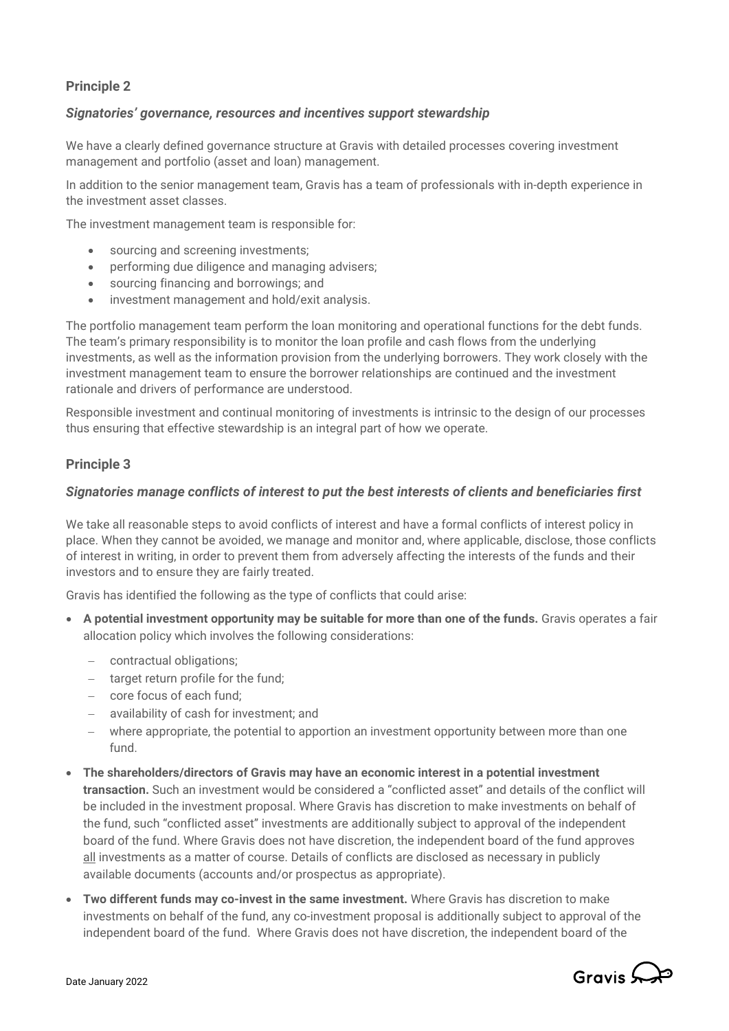## Principle 2

### *Signatories' governance, resources and incentives support stewardship*

We have a clearly defined governance structure at Gravis with detailed processes covering investment management and portfolio (asset and loan) management.

In addition to the senior management team, Gravis has a team of professionals with in-depth experience in the investment asset classes.

The investment management team is responsible for:

- sourcing and screening investments;
- performing due diligence and managing advisers;
- sourcing financing and borrowings; and
- investment management and hold/exit analysis.

The portfolio management team perform the loan monitoring and operational functions for the debt funds. The team's primary responsibility is to monitor the loan profile and cash flows from the underlying investments, as well as the information provision from the underlying borrowers. They work closely with the investment management team to ensure the borrower relationships are continued and the investment rationale and drivers of performance are understood.

Responsible investment and continual monitoring of investments is intrinsic to the design of our processes thus ensuring that effective stewardship is an integral part of how we operate.

## Principle 3

### *Signatories manage conflicts of interest to put the best interests of clients and beneficiaries first*

We take all reasonable steps to avoid conflicts of interest and have a formal conflicts of interest policy in place. When they cannot be avoided, we manage and monitor and, where applicable, disclose, those conflicts of interest in writing, in order to prevent them from adversely affecting the interests of the funds and their investors and to ensure they are fairly treated.

Gravis has identified the following as the type of conflicts that could arise:

- **A potential investment opportunity may be suitable for more than one of the funds.** Gravis operates a fair allocation policy which involves the following considerations:
  - contractual obligations;
  - target return profile for the fund;
  - core focus of each fund;
  - availability of cash for investment; and
  - where appropriate, the potential to apportion an investment opportunity between more than one fund.
- **The shareholders/directors of Gravis may have an economic interest in a potential investment transaction.** Such an investment would be considered a "conflicted asset" and details of the conflict will be included in the investment proposal. Where Gravis has discretion to make investments on behalf of the fund, such "conflicted asset" investments are additionally subject to approval of the independent board of the fund. Where Gravis does not have discretion, the independent board of the fund approves all investments as a matter of course. Details of conflicts are disclosed as necessary in publicly available documents (accounts and/or prospectus as appropriate).
- **Two different funds may co-invest in the same investment.** Where Gravis has discretion to make investments on behalf of the fund, any co-investment proposal is additionally subject to approval of the independent board of the fund. Where Gravis does not have discretion, the independent board of the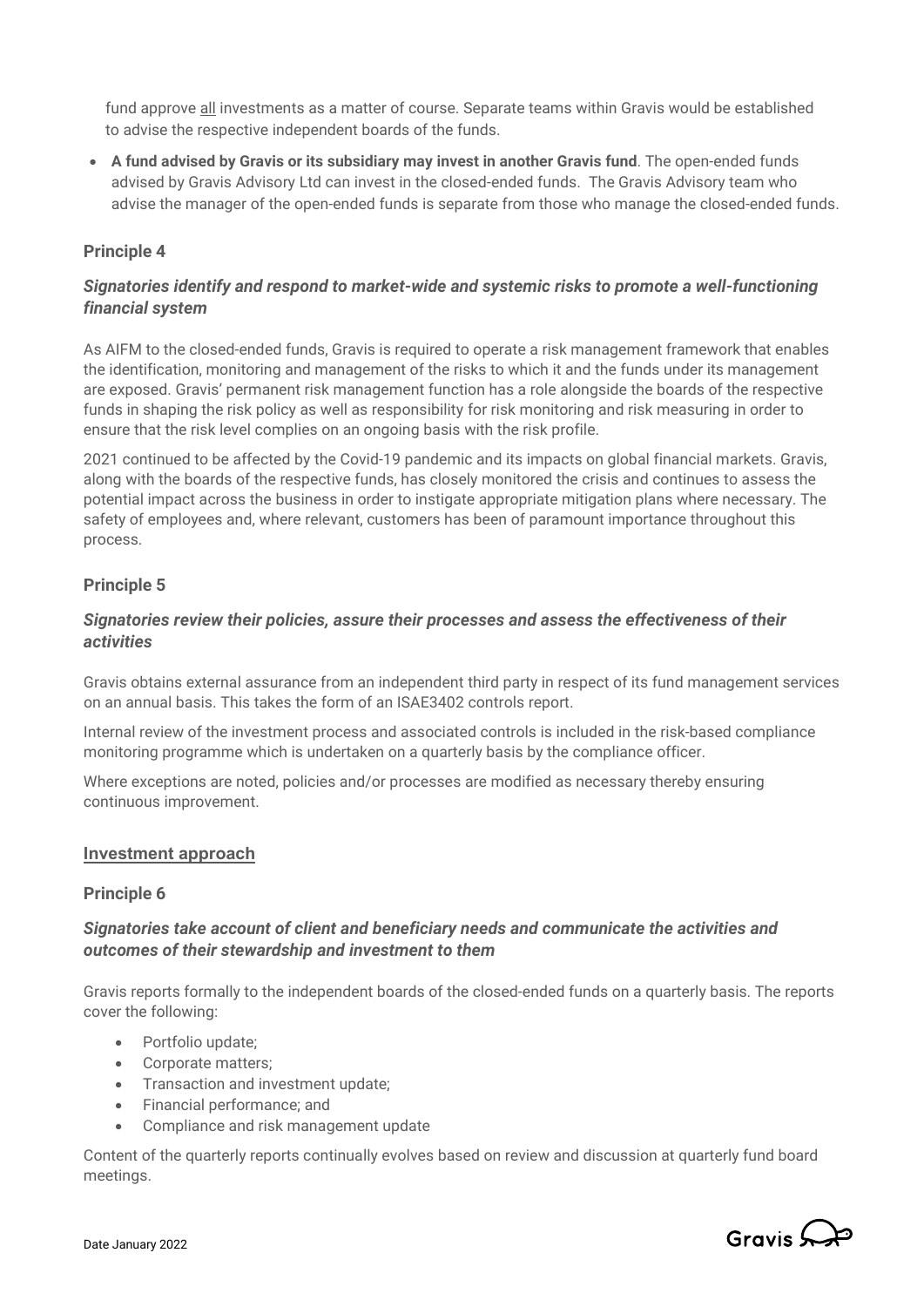fund approve all investments as a matter of course. Separate teams within Gravis would be established to advise the respective independent boards of the funds.

- **A fund advised by Gravis or its subsidiary may invest in another Gravis fund**. The open-ended funds advised by Gravis Advisory Ltd can invest in the closed-ended funds. The Gravis Advisory team who advise the manager of the open-ended funds is separate from those who manage the closed-ended funds.

### Principle 4

***Signatories identify and respond to market-wide and systemic risks to promote a well-functioning financial system***

As AIFM to the closed-ended funds, Gravis is required to operate a risk management framework that enables the identification, monitoring and management of the risks to which it and the funds under its management are exposed. Gravis' permanent risk management function has a role alongside the boards of the respective funds in shaping the risk policy as well as responsibility for risk monitoring and risk measuring in order to ensure that the risk level complies on an ongoing basis with the risk profile.

2021 continued to be affected by the Covid-19 pandemic and its impacts on global financial markets. Gravis, along with the boards of the respective funds, has closely monitored the crisis and continues to assess the potential impact across the business in order to instigate appropriate mitigation plans where necessary. The safety of employees and, where relevant, customers has been of paramount importance throughout this process.

### Principle 5

***Signatories review their policies, assure their processes and assess the effectiveness of their activities***

Gravis obtains external assurance from an independent third party in respect of its fund management services on an annual basis. This takes the form of an ISAE3402 controls report.

Internal review of the investment process and associated controls is included in the risk-based compliance monitoring programme which is undertaken on a quarterly basis by the compliance officer.

Where exceptions are noted, policies and/or processes are modified as necessary thereby ensuring continuous improvement.

## Investment approach

### Principle 6

***Signatories take account of client and beneficiary needs and communicate the activities and outcomes of their stewardship and investment to them***

Gravis reports formally to the independent boards of the closed-ended funds on a quarterly basis. The reports cover the following:

- Portfolio update;
- Corporate matters;
- Transaction and investment update;
- Financial performance; and
- Compliance and risk management update

Content of the quarterly reports continually evolves based on review and discussion at quarterly fund board meetings.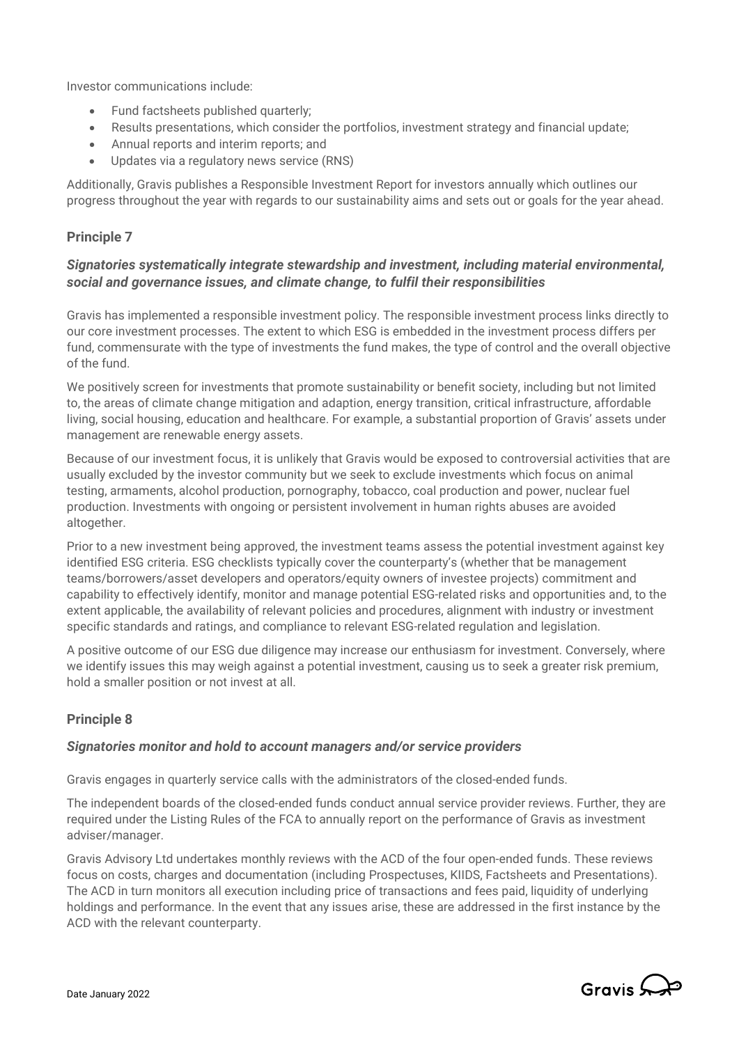Investor communications include:

- Fund factsheets published quarterly;
- Results presentations, which consider the portfolios, investment strategy and financial update;
- Annual reports and interim reports; and
- Updates via a regulatory news service (RNS)

Additionally, Gravis publishes a Responsible Investment Report for investors annually which outlines our progress throughout the year with regards to our sustainability aims and sets out or goals for the year ahead.

## Principle 7

### *Signatories systematically integrate stewardship and investment, including material environmental, social and governance issues, and climate change, to fulfil their responsibilities*

Gravis has implemented a responsible investment policy. The responsible investment process links directly to our core investment processes. The extent to which ESG is embedded in the investment process differs per fund, commensurate with the type of investments the fund makes, the type of control and the overall objective of the fund.

We positively screen for investments that promote sustainability or benefit society, including but not limited to, the areas of climate change mitigation and adaption, energy transition, critical infrastructure, affordable living, social housing, education and healthcare. For example, a substantial proportion of Gravis' assets under management are renewable energy assets.

Because of our investment focus, it is unlikely that Gravis would be exposed to controversial activities that are usually excluded by the investor community but we seek to exclude investments which focus on animal testing, armaments, alcohol production, pornography, tobacco, coal production and power, nuclear fuel production. Investments with ongoing or persistent involvement in human rights abuses are avoided altogether.

Prior to a new investment being approved, the investment teams assess the potential investment against key identified ESG criteria. ESG checklists typically cover the counterparty's (whether that be management teams/borrowers/asset developers and operators/equity owners of investee projects) commitment and capability to effectively identify, monitor and manage potential ESG-related risks and opportunities and, to the extent applicable, the availability of relevant policies and procedures, alignment with industry or investment specific standards and ratings, and compliance to relevant ESG-related regulation and legislation.

A positive outcome of our ESG due diligence may increase our enthusiasm for investment. Conversely, where we identify issues this may weigh against a potential investment, causing us to seek a greater risk premium, hold a smaller position or not invest at all.

## Principle 8

### *Signatories monitor and hold to account managers and/or service providers*

Gravis engages in quarterly service calls with the administrators of the closed-ended funds.

The independent boards of the closed-ended funds conduct annual service provider reviews. Further, they are required under the Listing Rules of the FCA to annually report on the performance of Gravis as investment adviser/manager.

Gravis Advisory Ltd undertakes monthly reviews with the ACD of the four open-ended funds. These reviews focus on costs, charges and documentation (including Prospectuses, KIIDS, Factsheets and Presentations). The ACD in turn monitors all execution including price of transactions and fees paid, liquidity of underlying holdings and performance. In the event that any issues arise, these are addressed in the first instance by the ACD with the relevant counterparty.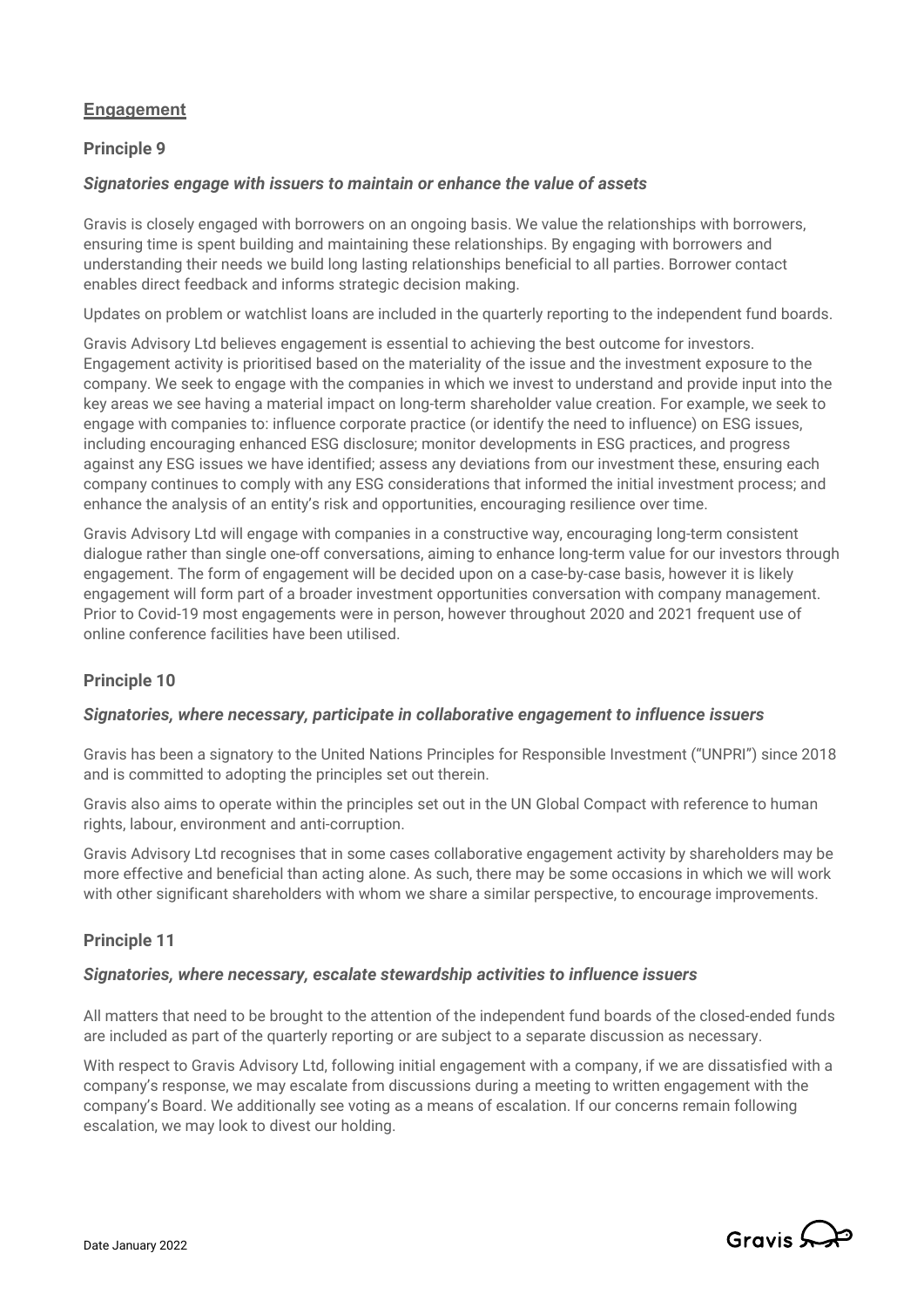## Engagement

### Principle 9

***Signatories engage with issuers to maintain or enhance the value of assets***

Gravis is closely engaged with borrowers on an ongoing basis. We value the relationships with borrowers, ensuring time is spent building and maintaining these relationships. By engaging with borrowers and understanding their needs we build long lasting relationships beneficial to all parties. Borrower contact enables direct feedback and informs strategic decision making.

Updates on problem or watchlist loans are included in the quarterly reporting to the independent fund boards.

Gravis Advisory Ltd believes engagement is essential to achieving the best outcome for investors. Engagement activity is prioritised based on the materiality of the issue and the investment exposure to the company. We seek to engage with the companies in which we invest to understand and provide input into the key areas we see having a material impact on long-term shareholder value creation. For example, we seek to engage with companies to: influence corporate practice (or identify the need to influence) on ESG issues, including encouraging enhanced ESG disclosure; monitor developments in ESG practices, and progress against any ESG issues we have identified; assess any deviations from our investment these, ensuring each company continues to comply with any ESG considerations that informed the initial investment process; and enhance the analysis of an entity's risk and opportunities, encouraging resilience over time.

Gravis Advisory Ltd will engage with companies in a constructive way, encouraging long-term consistent dialogue rather than single one-off conversations, aiming to enhance long-term value for our investors through engagement. The form of engagement will be decided upon on a case-by-case basis, however it is likely engagement will form part of a broader investment opportunities conversation with company management. Prior to Covid-19 most engagements were in person, however throughout 2020 and 2021 frequent use of online conference facilities have been utilised.

### Principle 10

***Signatories, where necessary, participate in collaborative engagement to influence issuers***

Gravis has been a signatory to the United Nations Principles for Responsible Investment ("UNPRI") since 2018 and is committed to adopting the principles set out therein.

Gravis also aims to operate within the principles set out in the UN Global Compact with reference to human rights, labour, environment and anti-corruption.

Gravis Advisory Ltd recognises that in some cases collaborative engagement activity by shareholders may be more effective and beneficial than acting alone. As such, there may be some occasions in which we will work with other significant shareholders with whom we share a similar perspective, to encourage improvements.

### Principle 11

***Signatories, where necessary, escalate stewardship activities to influence issuers***

All matters that need to be brought to the attention of the independent fund boards of the closed-ended funds are included as part of the quarterly reporting or are subject to a separate discussion as necessary.

With respect to Gravis Advisory Ltd, following initial engagement with a company, if we are dissatisfied with a company's response, we may escalate from discussions during a meeting to written engagement with the company's Board. We additionally see voting as a means of escalation. If our concerns remain following escalation, we may look to divest our holding.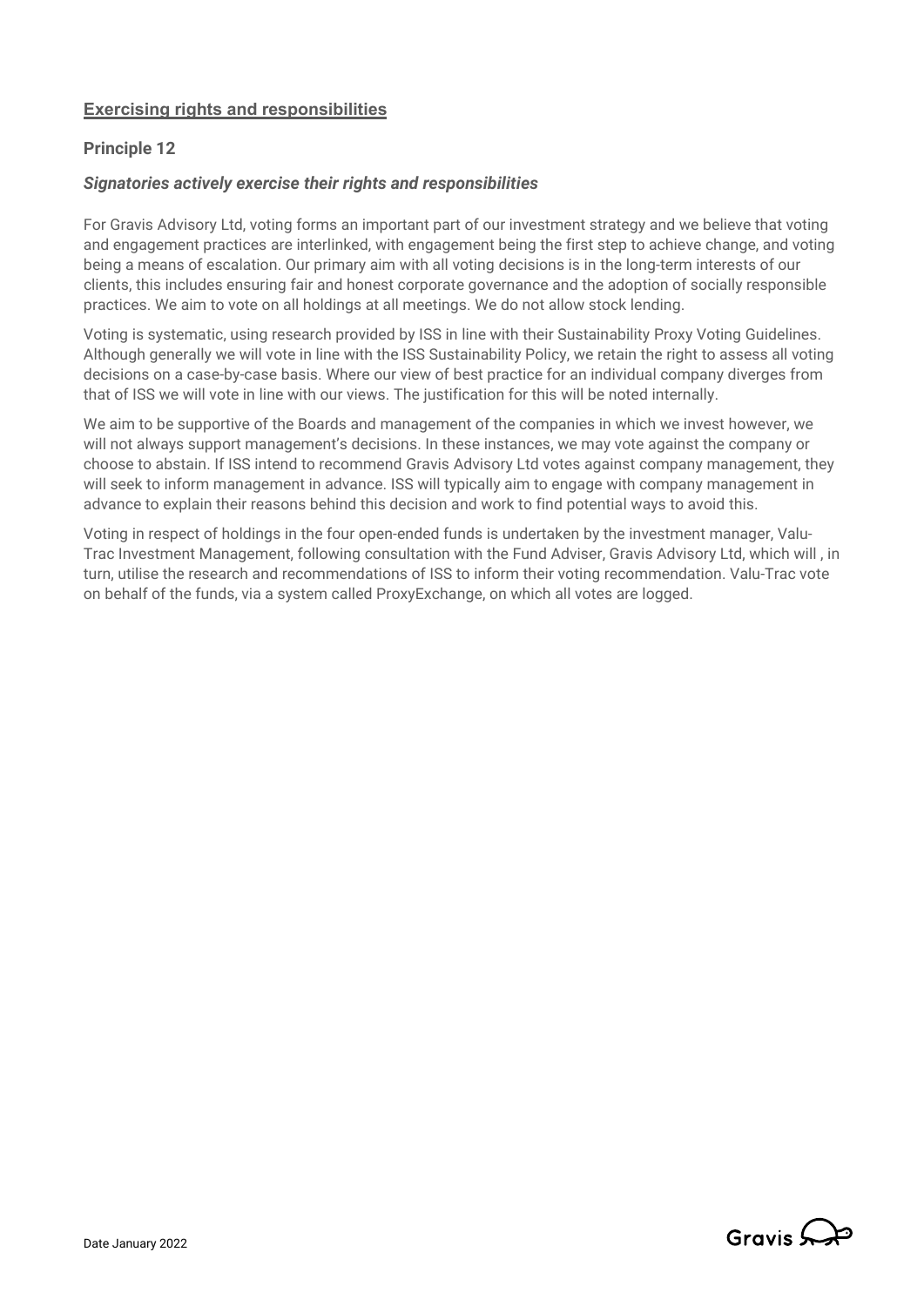## Exercising rights and responsibilities

### Principle 12

***Signatories actively exercise their rights and responsibilities***

For Gravis Advisory Ltd, voting forms an important part of our investment strategy and we believe that voting and engagement practices are interlinked, with engagement being the first step to achieve change, and voting being a means of escalation. Our primary aim with all voting decisions is in the long-term interests of our clients, this includes ensuring fair and honest corporate governance and the adoption of socially responsible practices. We aim to vote on all holdings at all meetings. We do not allow stock lending.

Voting is systematic, using research provided by ISS in line with their Sustainability Proxy Voting Guidelines. Although generally we will vote in line with the ISS Sustainability Policy, we retain the right to assess all voting decisions on a case-by-case basis. Where our view of best practice for an individual company diverges from that of ISS we will vote in line with our views. The justification for this will be noted internally.

We aim to be supportive of the Boards and management of the companies in which we invest however, we will not always support management's decisions. In these instances, we may vote against the company or choose to abstain. If ISS intend to recommend Gravis Advisory Ltd votes against company management, they will seek to inform management in advance. ISS will typically aim to engage with company management in advance to explain their reasons behind this decision and work to find potential ways to avoid this.

Voting in respect of holdings in the four open-ended funds is undertaken by the investment manager, Valu-Trac Investment Management, following consultation with the Fund Adviser, Gravis Advisory Ltd, which will , in turn, utilise the research and recommendations of ISS to inform their voting recommendation. Valu-Trac vote on behalf of the funds, via a system called ProxyExchange, on which all votes are logged.